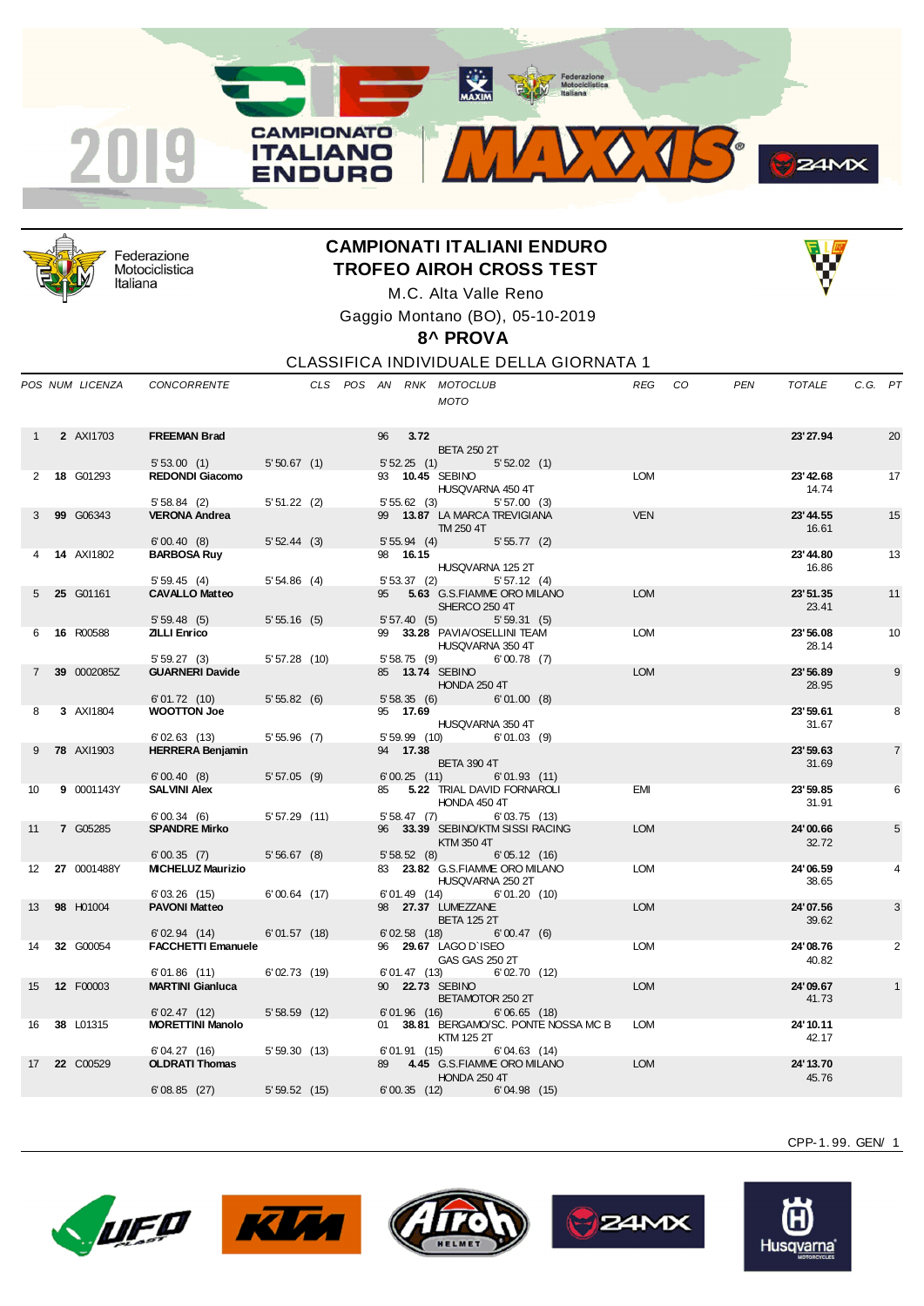2019 CAMPIONATO ITALIANO ENDURO — MAXXIS

Federazione Motociclistica Italiana

# CAMPIONATI ITALIANI ENDURO
# TROFEO AIROH CROSS TEST

M.C. Alta Valle Reno

Gaggio Montano (BO), 05-10-2019

## 8^ PROVA

CLASSIFICA INDIVIDUALE DELLA GIORNATA 1

| POS | NUM | LICENZA | CONCORRENTE | CLS | POS | AN | RNK | MOTOCLUB / MOTO | REG | CO | PEN | TOTALE | C.G. | PT |
|---|---|---|---|---|---|---|---|---|---|---|---|---|---|---|
| 1 | **2** | AXI1703 | **FREEMAN Brad** | | | 96 | **3.72** | BETA 250 2T | | | | **23'27.94** | | 20 |
| | | | 5'53.00 (1) 5'50.67 (1) | | | | | 5'52.25 (1) 5'52.02 (1) | | | | | | |
| 2 | **18** | G01293 | **REDONDI Giacomo** | | | 93 | **10.45** | SEBINO / HUSQVARNA 450 4T | LOM | | | **23'42.68** 14.74 | | 17 |
| | | | 5'58.84 (2) 5'51.22 (2) | | | | | 5'55.62 (3) 5'57.00 (3) | | | | | | |
| 3 | **99** | G06343 | **VERONA Andrea** | | | 99 | **13.87** | LA MARCA TREVIGIANA / TM 250 4T | VEN | | | **23'44.55** 16.61 | | 15 |
| | | | 6'00.40 (8) 5'52.44 (3) | | | | | 5'55.94 (4) 5'55.77 (2) | | | | | | |
| 4 | **14** | AXI1802 | **BARBOSA Ruy** | | | 98 | **16.15** | HUSQVARNA 125 2T | | | | **23'44.80** 16.86 | | 13 |
| | | | 5'59.45 (4) 5'54.86 (4) | | | | | 5'53.37 (2) 5'57.12 (4) | | | | | | |
| 5 | **25** | G01161 | **CAVALLO Matteo** | | | 95 | **5.63** | G.S.FIAMME ORO MILANO / SHERCO 250 4T | LOM | | | **23'51.35** 23.41 | | 11 |
| | | | 5'59.48 (5) 5'55.16 (5) | | | | | 5'57.40 (5) 5'59.31 (5) | | | | | | |
| 6 | **16** | R00588 | **ZILLI Enrico** | | | 99 | **33.28** | PAVIA/OSELLINI TEAM / HUSQVARNA 350 4T | LOM | | | **23'56.08** 28.14 | | 10 |
| | | | 5'59.27 (3) 5'57.28 (10) | | | | | 5'58.75 (9) 6'00.78 (7) | | | | | | |
| 7 | **39** | 0002085Z | **GUARNERI Davide** | | | 85 | **13.74** | SEBINO / HONDA 250 4T | LOM | | | **23'56.89** 28.95 | | 9 |
| | | | 6'01.72 (10) 5'55.82 (6) | | | | | 5'58.35 (6) 6'01.00 (8) | | | | | | |
| 8 | **3** | AXI1804 | **WOOTTON Joe** | | | 95 | **17.69** | HUSQVARNA 350 4T | | | | **23'59.61** 31.67 | | 8 |
| | | | 6'02.63 (13) 5'55.96 (7) | | | | | 5'59.99 (10) 6'01.03 (9) | | | | | | |
| 9 | **78** | AXI1903 | **HERRERA Benjamin** | | | 94 | **17.38** | BETA 390 4T | | | | **23'59.63** 31.69 | | 7 |
| | | | 6'00.40 (8) 5'57.05 (9) | | | | | 6'00.25 (11) 6'01.93 (11) | | | | | | |
| 10 | **9** | 0001143Y | **SALVINI Alex** | | | 85 | **5.22** | TRIAL DAVID FORNAROLI / HONDA 450 4T | EMI | | | **23'59.85** 31.91 | | 6 |
| | | | 6'00.34 (6) 5'57.29 (11) | | | | | 5'58.47 (7) 6'03.75 (13) | | | | | | |
| 11 | **7** | G05285 | **SPANDRE Mirko** | | | 96 | **33.39** | SEBINO/KTM SISSI RACING / KTM 350 4T | LOM | | | **24'00.66** 32.72 | | 5 |
| | | | 6'00.35 (7) 5'56.67 (8) | | | | | 5'58.52 (8) 6'05.12 (16) | | | | | | |
| 12 | **27** | 0001488Y | **MICHELUZ Maurizio** | | | 83 | **23.82** | G.S.FIAMME ORO MILANO / HUSQVARNA 250 2T | LOM | | | **24'06.59** 38.65 | | 4 |
| | | | 6'03.26 (15) 6'00.64 (17) | | | | | 6'01.49 (14) 6'01.20 (10) | | | | | | |
| 13 | **98** | H01004 | **PAVONI Matteo** | | | 98 | **27.37** | LUMEZZANE / BETA 125 2T | LOM | | | **24'07.56** 39.62 | | 3 |
| | | | 6'02.94 (14) 6'01.57 (18) | | | | | 6'02.58 (18) 6'00.47 (6) | | | | | | |
| 14 | **32** | G00054 | **FACCHETTI Emanuele** | | | 96 | **29.67** | LAGO D`ISEO / GAS GAS 250 2T | LOM | | | **24'08.76** 40.82 | | 2 |
| | | | 6'01.86 (11) 6'02.73 (19) | | | | | 6'01.47 (13) 6'02.70 (12) | | | | | | |
| 15 | **12** | F00003 | **MARTINI Gianluca** | | | 90 | **22.73** | SEBINO / BETAMOTOR 250 2T | LOM | | | **24'09.67** 41.73 | | 1 |
| | | | 6'02.47 (12) 5'58.59 (12) | | | | | 6'01.96 (16) 6'06.65 (18) | | | | | | |
| 16 | **38** | L01315 | **MORETTINI Manolo** | | | 01 | **38.81** | BERGAMO/SC. PONTE NOSSA MC B / KTM 125 2T | LOM | | | **24'10.11** 42.17 | | |
| | | | 6'04.27 (16) 5'59.30 (13) | | | | | 6'01.91 (15) 6'04.63 (14) | | | | | | |
| 17 | **22** | C00529 | **OLDRATI Thomas** | | | 89 | **4.45** | G.S.FIAMME ORO MILANO / HONDA 250 4T | LOM | | | **24'13.70** 45.76 | | |
| | | | 6'08.85 (27) 5'59.52 (15) | | | | | 6'00.35 (12) 6'04.98 (15) | | | | | | |

CPP-1.99. GEN/ 1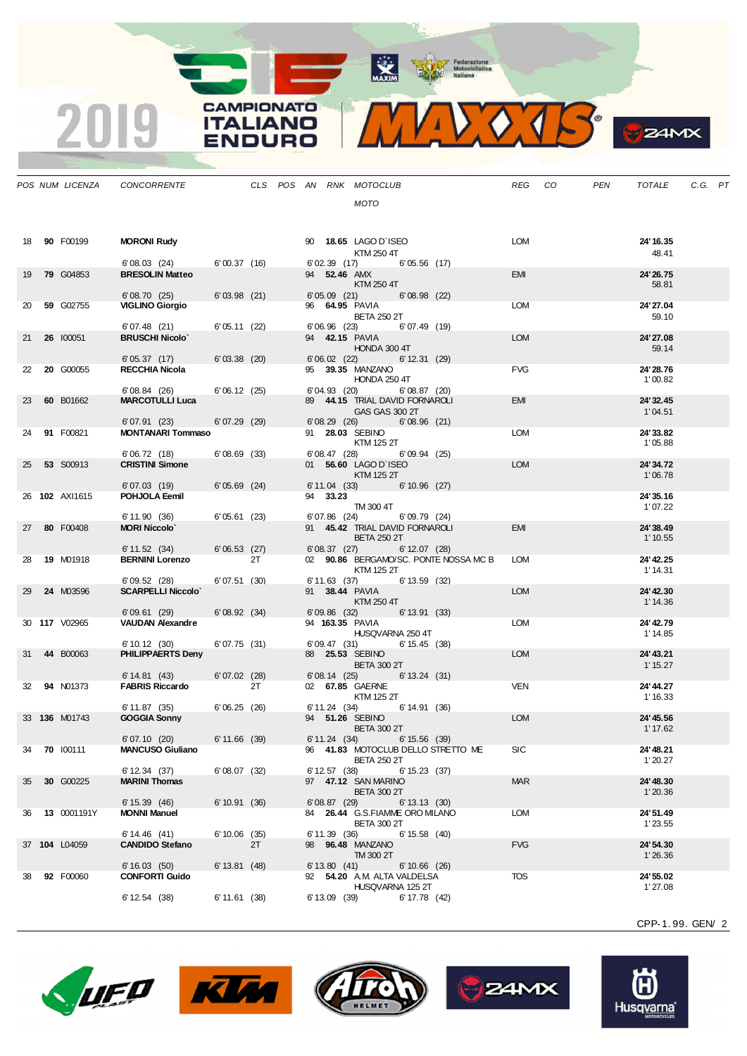| POS | NUM | LICENZA | CONCORRENTE | CLS | POS | AN | RNK | MOTOCLUB / MOTO | REG | CO | PEN | TOTALE | C.G. | PT |
|---|---|---|---|---|---|---|---|---|---|---|---|---|---|---|
| 18 | **90** | F00199 | **MORONI Rudy** | | | 90 | **18.65** | LAGO D`ISEO / KTM 250 4T | LOM | | | **24'16.35** 48.41 | | |
| | | | 6'08.03 (24) 6'00.37 (16) | | | | | 6'02.39 (17) 6'05.56 (17) | | | | | | |
| 19 | **79** | G04853 | **BRESOLIN Matteo** | | | 94 | **52.46** | AMX / KTM 250 4T | EMI | | | **24'26.75** 58.81 | | |
| | | | 6'08.70 (25) 6'03.98 (21) | | | | | 6'05.09 (21) 6'08.98 (22) | | | | | | |
| 20 | **59** | G02755 | **VIGLINO Giorgio** | | | 96 | **64.95** | PAVIA / BETA 250 2T | LOM | | | **24'27.04** 59.10 | | |
| | | | 6'07.48 (21) 6'05.11 (22) | | | | | 6'06.96 (23) 6'07.49 (19) | | | | | | |
| 21 | **26** | I00051 | **BRUSCHI Nicolo`** | | | 94 | **42.15** | PAVIA / HONDA 300 4T | LOM | | | **24'27.08** 59.14 | | |
| | | | 6'05.37 (17) 6'03.38 (20) | | | | | 6'06.02 (22) 6'12.31 (29) | | | | | | |
| 22 | **20** | G00055 | **RECCHIA Nicola** | | | 95 | **39.35** | MANZANO / HONDA 250 4T | FVG | | | **24'28.76** 1'00.82 | | |
| | | | 6'08.84 (26) 6'06.12 (25) | | | | | 6'04.93 (20) 6'08.87 (20) | | | | | | |
| 23 | **60** | B01662 | **MARCOTULLI Luca** | | | 89 | **44.15** | TRIAL DAVID FORNAROLI / GAS GAS 300 2T | EMI | | | **24'32.45** 1'04.51 | | |
| | | | 6'07.91 (23) 6'07.29 (29) | | | | | 6'08.29 (26) 6'08.96 (21) | | | | | | |
| 24 | **91** | F00821 | **MONTANARI Tommaso** | | | 91 | **28.03** | SEBINO / KTM 125 2T | LOM | | | **24'33.82** 1'05.88 | | |
| | | | 6'06.72 (18) 6'08.69 (33) | | | | | 6'08.47 (28) 6'09.94 (25) | | | | | | |
| 25 | **53** | S00913 | **CRISTINI Simone** | | | 01 | **56.60** | LAGO D`ISEO / KTM 125 2T | LOM | | | **24'34.72** 1'06.78 | | |
| | | | 6'07.03 (19) 6'05.69 (24) | | | | | 6'11.04 (33) 6'10.96 (27) | | | | | | |
| 26 | **102** | AXI1615 | **POHJOLA Eemil** | | | 94 | **33.23** | TM 300 4T | | | | **24'35.16** 1'07.22 | | |
| | | | 6'11.90 (36) 6'05.61 (23) | | | | | 6'07.86 (24) 6'09.79 (24) | | | | | | |
| 27 | **80** | F00408 | **MORI Niccolo`** | | | 91 | **45.42** | TRIAL DAVID FORNAROLI / BETA 250 2T | EMI | | | **24'38.49** 1'10.55 | | |
| | | | 6'11.52 (34) 6'06.53 (27) | | | | | 6'08.37 (27) 6'12.07 (28) | | | | | | |
| 28 | **19** | M01918 | **BERNINI Lorenzo** | 2T | | 02 | **90.86** | BERGAMO/SC. PONTE NOSSA MC B / KTM 125 2T | LOM | | | **24'42.25** 1'14.31 | | |
| | | | 6'09.52 (28) 6'07.51 (30) | | | | | 6'11.63 (37) 6'13.59 (32) | | | | | | |
| 29 | **24** | M03596 | **SCARPELLI Niccolo`** | | | 91 | **38.44** | PAVIA / KTM 250 4T | LOM | | | **24'42.30** 1'14.36 | | |
| | | | 6'09.61 (29) 6'08.92 (34) | | | | | 6'09.86 (32) 6'13.91 (33) | | | | | | |
| 30 | **117** | V02965 | **VAUDAN Alexandre** | | | 94 | **163.35** | PAVIA / HUSQVARNA 250 4T | LOM | | | **24'42.79** 1'14.85 | | |
| | | | 6'10.12 (30) 6'07.75 (31) | | | | | 6'09.47 (31) 6'15.45 (38) | | | | | | |
| 31 | **44** | B00063 | **PHILIPPAERTS Deny** | | | 88 | **25.53** | SEBINO / BETA 300 2T | LOM | | | **24'43.21** 1'15.27 | | |
| | | | 6'14.81 (43) 6'07.02 (28) | | | | | 6'08.14 (25) 6'13.24 (31) | | | | | | |
| 32 | **94** | N01373 | **FABRIS Riccardo** | 2T | | 02 | **67.85** | GAERNE / KTM 125 2T | VEN | | | **24'44.27** 1'16.33 | | |
| | | | 6'11.87 (35) 6'06.25 (26) | | | | | 6'11.24 (34) 6'14.91 (36) | | | | | | |
| 33 | **136** | M01743 | **GOGGIA Sonny** | | | 94 | **51.26** | SEBINO / BETA 300 2T | LOM | | | **24'45.56** 1'17.62 | | |
| | | | 6'07.10 (20) 6'11.66 (39) | | | | | 6'11.24 (34) 6'15.56 (39) | | | | | | |
| 34 | **70** | I00111 | **MANCUSO Giuliano** | | | 96 | **41.83** | MOTOCLUB DELLO STRETTO ME / BETA 250 2T | SIC | | | **24'48.21** 1'20.27 | | |
| | | | 6'12.34 (37) 6'08.07 (32) | | | | | 6'12.57 (38) 6'15.23 (37) | | | | | | |
| 35 | **30** | G00225 | **MARINI Thomas** | | | 97 | **47.12** | SAN MARINO / BETA 300 2T | MAR | | | **24'48.30** 1'20.36 | | |
| | | | 6'15.39 (46) 6'10.91 (36) | | | | | 6'08.87 (29) 6'13.13 (30) | | | | | | |
| 36 | **13** | 0001191Y | **MONNI Manuel** | | | 84 | **26.44** | G.S.FIAMME ORO MILANO / BETA 300 2T | LOM | | | **24'51.49** 1'23.55 | | |
| | | | 6'14.46 (41) 6'10.06 (35) | | | | | 6'11.39 (36) 6'15.58 (40) | | | | | | |
| 37 | **104** | L04059 | **CANDIDO Stefano** | 2T | | 98 | **96.48** | MANZANO / TM 300 2T | FVG | | | **24'54.30** 1'26.36 | | |
| | | | 6'16.03 (50) 6'13.81 (48) | | | | | 6'13.80 (41) 6'10.66 (26) | | | | | | |
| 38 | **92** | F00060 | **CONFORTI Guido** | | | 92 | **54.20** | A.M. ALTA VALDELSA / HUSQVARNA 125 2T | TOS | | | **24'55.02** 1'27.08 | | |
| | | | 6'12.54 (38) 6'11.61 (38) | | | | | 6'13.09 (39) 6'17.78 (42) | | | | | | |

CPP-1.99. GEN/ 2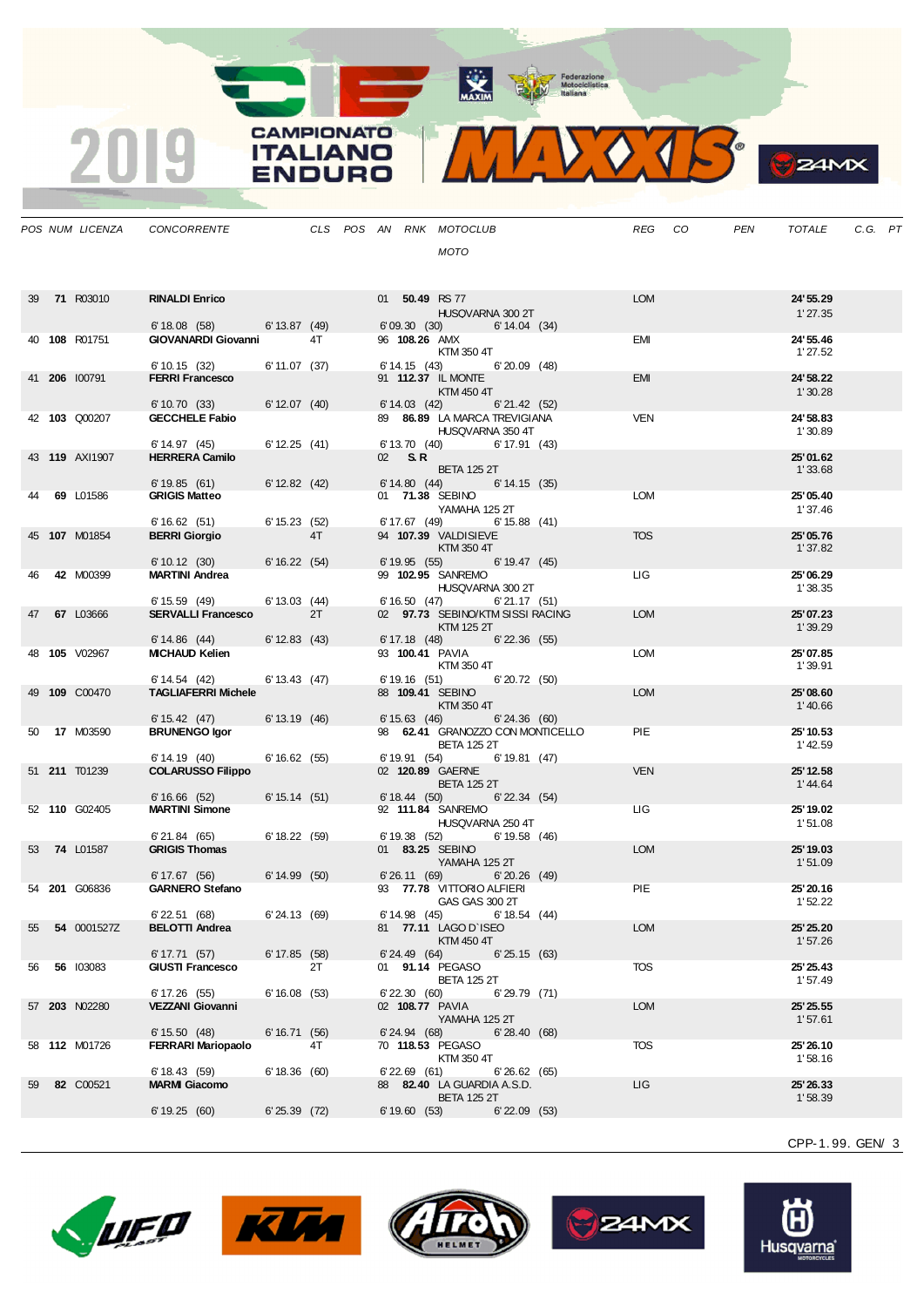| POS | NUM | LICENZA | CONCORRENTE | CLS | POS | AN | RNK | MOTOCLUB / MOTO | REG | CO | PEN | TOTALE | C.G. | PT |
|---|---|---|---|---|---|---|---|---|---|---|---|---|---|---|
| 39 | **71** | R03010 | **RINALDI Enrico** 6' 18.08 (58) 6' 13.87 (49) | | | 01 | **50.49** | RS 77 HUSQVARNA 300 2T 6' 09.30 (30) 6' 14.04 (34) | LOM | | | **24' 55.29** 1' 27.35 | | |
| 40 | **108** | R01751 | **GIOVANARDI Giovanni** 6' 10.15 (32) 6' 11.07 (37) | 4T | | 96 | **108.26** | AMX KTM 350 4T 6' 14.15 (43) 6' 20.09 (48) | EMI | | | **24' 55.46** 1' 27.52 | | |
| 41 | **206** | I00791 | **FERRI Francesco** 6' 10.70 (33) 6' 12.07 (40) | | | 91 | **112.37** | IL MONTE KTM 450 4T 6' 14.03 (42) 6' 21.42 (52) | EMI | | | **24' 58.22** 1' 30.28 | | |
| 42 | **103** | Q00207 | **GECCHELE Fabio** 6' 14.97 (45) 6' 12.25 (41) | | | 89 | **86.89** | LA MARCA TREVIGIANA HUSQVARNA 350 4T 6' 13.70 (40) 6' 17.91 (43) | VEN | | | **24' 58.83** 1' 30.89 | | |
| 43 | **119** | AXI1907 | **HERRERA Camilo** 6' 19.85 (61) 6' 12.82 (42) | | | 02 | **S.R** | BETA 125 2T 6' 14.80 (44) 6' 14.15 (35) | | | | **25' 01.62** 1' 33.68 | | |
| 44 | **69** | L01586 | **GRIGIS Matteo** 6' 16.62 (51) 6' 15.23 (52) | | | 01 | **71.38** | SEBINO YAMAHA 125 2T 6' 17.67 (49) 6' 15.88 (41) | LOM | | | **25' 05.40** 1' 37.46 | | |
| 45 | **107** | M01854 | **BERRI Giorgio** 6' 10.12 (30) 6' 16.22 (54) | 4T | | 94 | **107.39** | VALDISIEVE KTM 350 4T 6' 19.95 (55) 6' 19.47 (45) | TOS | | | **25' 05.76** 1' 37.82 | | |
| 46 | **42** | M00399 | **MARTINI Andrea** 6' 15.59 (49) 6' 13.03 (44) | | | 99 | **102.95** | SANREMO HUSQVARNA 300 2T 6' 16.50 (47) 6' 21.17 (51) | LIG | | | **25' 06.29** 1' 38.35 | | |
| 47 | **67** | L03666 | **SERVALLI Francesco** 6' 14.86 (44) 6' 12.83 (43) | 2T | | 02 | **97.73** | SEBINO/KTM SISSI RACING KTM 125 2T 6' 17.18 (48) 6' 22.36 (55) | LOM | | | **25' 07.23** 1' 39.29 | | |
| 48 | **105** | V02967 | **MICHAUD Kelien** 6' 14.54 (42) 6' 13.43 (47) | | | 93 | **100.41** | PAVIA KTM 350 4T 6' 19.16 (51) 6' 20.72 (50) | LOM | | | **25' 07.85** 1' 39.91 | | |
| 49 | **109** | C00470 | **TAGLIAFERRI Michele** 6' 15.42 (47) 6' 13.19 (46) | | | 88 | **109.41** | SEBINO KTM 350 4T 6' 15.63 (46) 6' 24.36 (60) | LOM | | | **25' 08.60** 1' 40.66 | | |
| 50 | **17** | M03590 | **BRUNENGO Igor** 6' 14.19 (40) 6' 16.62 (55) | | | 98 | **62.41** | GRANOZZO CON MONTICELLO BETA 125 2T 6' 19.91 (54) 6' 19.81 (47) | PIE | | | **25' 10.53** 1' 42.59 | | |
| 51 | **211** | T01239 | **COLARUSSO Filippo** 6' 16.66 (52) 6' 15.14 (51) | | | 02 | **120.89** | GAERNE BETA 125 2T 6' 18.44 (50) 6' 22.34 (54) | VEN | | | **25' 12.58** 1' 44.64 | | |
| 52 | **110** | G02405 | **MARTINI Simone** 6' 21.84 (65) 6' 18.22 (59) | | | 92 | **111.84** | SANREMO HUSQVARNA 250 4T 6' 19.38 (52) 6' 19.58 (46) | LIG | | | **25' 19.02** 1' 51.08 | | |
| 53 | **74** | L01587 | **GRIGIS Thomas** 6' 17.67 (56) 6' 14.99 (50) | | | 01 | **83.25** | SEBINO YAMAHA 125 2T 6' 26.11 (69) 6' 20.26 (49) | LOM | | | **25' 19.03** 1' 51.09 | | |
| 54 | **201** | G06836 | **GARNERO Stefano** 6' 22.51 (68) 6' 24.13 (69) | | | 93 | **77.78** | VITTORIO ALFIERI GAS GAS 300 2T 6' 14.98 (45) 6' 18.54 (44) | PIE | | | **25' 20.16** 1' 52.22 | | |
| 55 | **54** | 0001527Z | **BELOTTI Andrea** 6' 17.71 (57) 6' 17.85 (58) | | | 81 | **77.11** | LAGO D`ISEO KTM 450 4T 6' 24.49 (64) 6' 25.15 (63) | LOM | | | **25' 25.20** 1' 57.26 | | |
| 56 | **56** | I03083 | **GIUSTI Francesco** 6' 17.26 (55) 6' 16.08 (53) | 2T | | 01 | **91.14** | PEGASO BETA 125 2T 6' 22.30 (60) 6' 29.79 (71) | TOS | | | **25' 25.43** 1' 57.49 | | |
| 57 | **203** | N02280 | **VEZZANI Giovanni** 6' 15.50 (48) 6' 16.71 (56) | | | 02 | **108.77** | PAVIA YAMAHA 125 2T 6' 24.94 (68) 6' 28.40 (68) | LOM | | | **25' 25.55** 1' 57.61 | | |
| 58 | **112** | M01726 | **FERRARI Mariopaolo** 6' 18.43 (59) 6' 18.36 (60) | 4T | | 70 | **118.53** | PEGASO KTM 350 4T 6' 22.69 (61) 6' 26.62 (65) | TOS | | | **25' 26.10** 1' 58.16 | | |
| 59 | **82** | C00521 | **MARMI Giacomo** 6' 19.25 (60) 6' 25.39 (72) | | | 88 | **82.40** | LA GUARDIA A.S.D. BETA 125 2T 6' 19.60 (53) 6' 22.09 (53) | LIG | | | **25' 26.33** 1' 58.39 | | |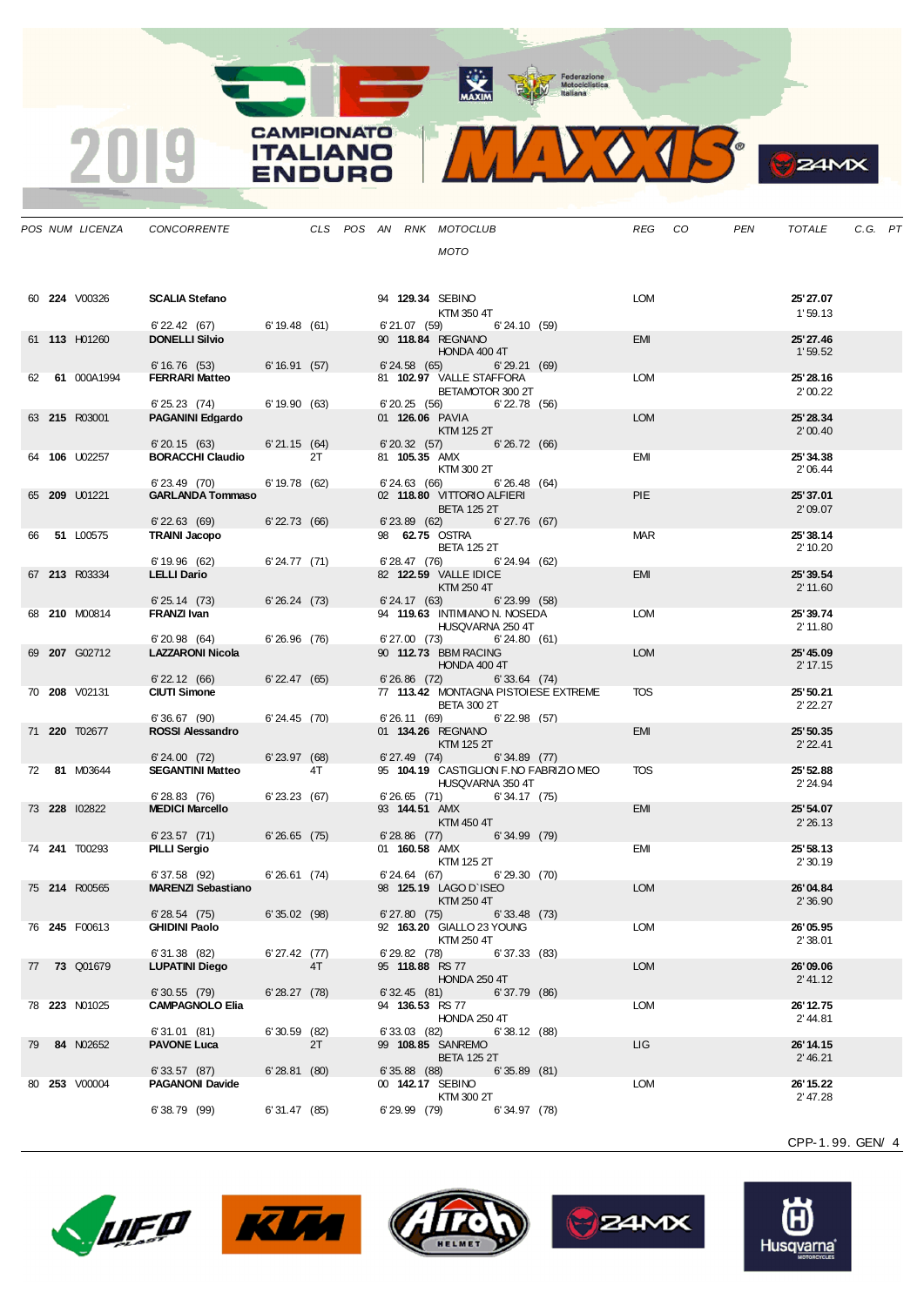# 2019 CAMPIONATO ITALIANO ENDURO

| POS | NUM | LICENZA | CONCORRENTE | CLS | POS | AN | RNK | MOTOCLUB / MOTO | REG | CO | PEN | TOTALE | C.G. | PT |
|---|---|---|---|---|---|---|---|---|---|---|---|---|---|---|
| 60 | **224** | V00326 | **SCALIA Stefano** | | | 94 | **129.34** | SEBINO / KTM 350 4T | LOM | | | **25'27.07** / 1'59.13 | | |
| | | | 6'22.42 (67) · 6'19.48 (61) · 6'21.07 (59) · 6'24.10 (59) | | | | | | | | | | | |
| 61 | **113** | H01260 | **DONELLI Silvio** | | | 90 | **118.84** | REGNANO / HONDA 400 4T | EMI | | | **25'27.46** / 1'59.52 | | |
| | | | 6'16.76 (53) · 6'16.91 (57) · 6'24.58 (65) · 6'29.21 (69) | | | | | | | | | | | |
| 62 | **61** | 000A1994 | **FERRARI Matteo** | | | 81 | **102.97** | VALLE STAFFORA / BETAMOTOR 300 2T | LOM | | | **25'28.16** / 2'00.22 | | |
| | | | 6'25.23 (74) · 6'19.90 (63) · 6'20.25 (56) · 6'22.78 (56) | | | | | | | | | | | |
| 63 | **215** | R03001 | **PAGANINI Edgardo** | | | 01 | **126.06** | PAVIA / KTM 125 2T | LOM | | | **25'28.34** / 2'00.40 | | |
| | | | 6'20.15 (63) · 6'21.15 (64) · 6'20.32 (57) · 6'26.72 (66) | | | | | | | | | | | |
| 64 | **106** | U02257 | **BORACCHI Claudio** | 2T | | 81 | **105.35** | AMX / KTM 300 2T | EMI | | | **25'34.38** / 2'06.44 | | |
| | | | 6'23.49 (70) · 6'19.78 (62) · 6'24.63 (66) · 6'26.48 (64) | | | | | | | | | | | |
| 65 | **209** | U01221 | **GARLANDA Tommaso** | | | 02 | **118.80** | VITTORIO ALFIERI / BETA 125 2T | PIE | | | **25'37.01** / 2'09.07 | | |
| | | | 6'22.63 (69) · 6'22.73 (66) · 6'23.89 (62) · 6'27.76 (67) | | | | | | | | | | | |
| 66 | **51** | L00575 | **TRAINI Jacopo** | | | 98 | **62.75** | OSTRA / BETA 125 2T | MAR | | | **25'38.14** / 2'10.20 | | |
| | | | 6'19.96 (62) · 6'24.77 (71) · 6'28.47 (76) · 6'24.94 (62) | | | | | | | | | | | |
| 67 | **213** | R03334 | **LELLI Dario** | | | 82 | **122.59** | VALLE IDICE / KTM 250 4T | EMI | | | **25'39.54** / 2'11.60 | | |
| | | | 6'25.14 (73) · 6'26.24 (73) · 6'24.17 (63) · 6'23.99 (58) | | | | | | | | | | | |
| 68 | **210** | M00814 | **FRANZI Ivan** | | | 94 | **119.63** | INTIMIANO N. NOSEDA / HUSQVARNA 250 4T | LOM | | | **25'39.74** / 2'11.80 | | |
| | | | 6'20.98 (64) · 6'26.96 (76) · 6'27.00 (73) · 6'24.80 (61) | | | | | | | | | | | |
| 69 | **207** | G02712 | **LAZZARONI Nicola** | | | 90 | **112.73** | BBM RACING / HONDA 400 4T | LOM | | | **25'45.09** / 2'17.15 | | |
| | | | 6'22.12 (66) · 6'22.47 (65) · 6'26.86 (72) · 6'33.64 (74) | | | | | | | | | | | |
| 70 | **208** | V02131 | **CIUTI Simone** | | | 77 | **113.42** | MONTAGNA PISTOIESE EXTREME / BETA 300 2T | TOS | | | **25'50.21** / 2'22.27 | | |
| | | | 6'36.67 (90) · 6'24.45 (70) · 6'26.11 (69) · 6'22.98 (57) | | | | | | | | | | | |
| 71 | **220** | T02677 | **ROSSI Alessandro** | | | 01 | **134.26** | REGNANO / KTM 125 2T | EMI | | | **25'50.35** / 2'22.41 | | |
| | | | 6'24.00 (72) · 6'23.97 (68) · 6'27.49 (74) · 6'34.89 (77) | | | | | | | | | | | |
| 72 | **81** | M03644 | **SEGANTINI Matteo** | 4T | | 95 | **104.19** | CASTIGLION F.NO FABRIZIO MEO / HUSQVARNA 350 4T | TOS | | | **25'52.88** / 2'24.94 | | |
| | | | 6'28.83 (76) · 6'23.23 (67) · 6'26.65 (71) · 6'34.17 (75) | | | | | | | | | | | |
| 73 | **228** | I02822 | **MEDICI Marcello** | | | 93 | **144.51** | AMX / KTM 450 4T | EMI | | | **25'54.07** / 2'26.13 | | |
| | | | 6'23.57 (71) · 6'26.65 (75) · 6'28.86 (77) · 6'34.99 (79) | | | | | | | | | | | |
| 74 | **241** | T00293 | **PILLI Sergio** | | | 01 | **160.58** | AMX / KTM 125 2T | EMI | | | **25'58.13** / 2'30.19 | | |
| | | | 6'37.58 (92) · 6'26.61 (74) · 6'24.64 (67) · 6'29.30 (70) | | | | | | | | | | | |
| 75 | **214** | R00565 | **MARENZI Sebastiano** | | | 98 | **125.19** | LAGO D'ISEO / KTM 250 4T | LOM | | | **26'04.84** / 2'36.90 | | |
| | | | 6'28.54 (75) · 6'35.02 (98) · 6'27.80 (75) · 6'33.48 (73) | | | | | | | | | | | |
| 76 | **245** | F00613 | **GHIDINI Paolo** | | | 92 | **163.20** | GIALLO 23 YOUNG / KTM 250 4T | LOM | | | **26'05.95** / 2'38.01 | | |
| | | | 6'31.38 (82) · 6'27.42 (77) · 6'29.82 (78) · 6'37.33 (83) | | | | | | | | | | | |
| 77 | **73** | Q01679 | **LUPATINI Diego** | 4T | | 95 | **118.88** | RS 77 / HONDA 250 4T | LOM | | | **26'09.06** / 2'41.12 | | |
| | | | 6'30.55 (79) · 6'28.27 (78) · 6'32.45 (81) · 6'37.79 (86) | | | | | | | | | | | |
| 78 | **223** | N01025 | **CAMPAGNOLO Elia** | | | 94 | **136.53** | RS 77 / HONDA 250 4T | LOM | | | **26'12.75** / 2'44.81 | | |
| | | | 6'31.01 (81) · 6'30.59 (82) · 6'33.03 (82) · 6'38.12 (88) | | | | | | | | | | | |
| 79 | **84** | N02652 | **PAVONE Luca** | 2T | | 99 | **108.85** | SANREMO / BETA 125 2T | LIG | | | **26'14.15** / 2'46.21 | | |
| | | | 6'33.57 (87) · 6'28.81 (80) · 6'35.88 (88) · 6'35.89 (81) | | | | | | | | | | | |
| 80 | **253** | V00004 | **PAGANONI Davide** | | | 00 | **142.17** | SEBINO / KTM 300 2T | LOM | | | **26'15.22** / 2'47.28 | | |
| | | | 6'38.79 (99) · 6'31.47 (85) · 6'29.99 (79) · 6'34.97 (78) | | | | | | | | | | | |

CPP-1.99. GEN/ 4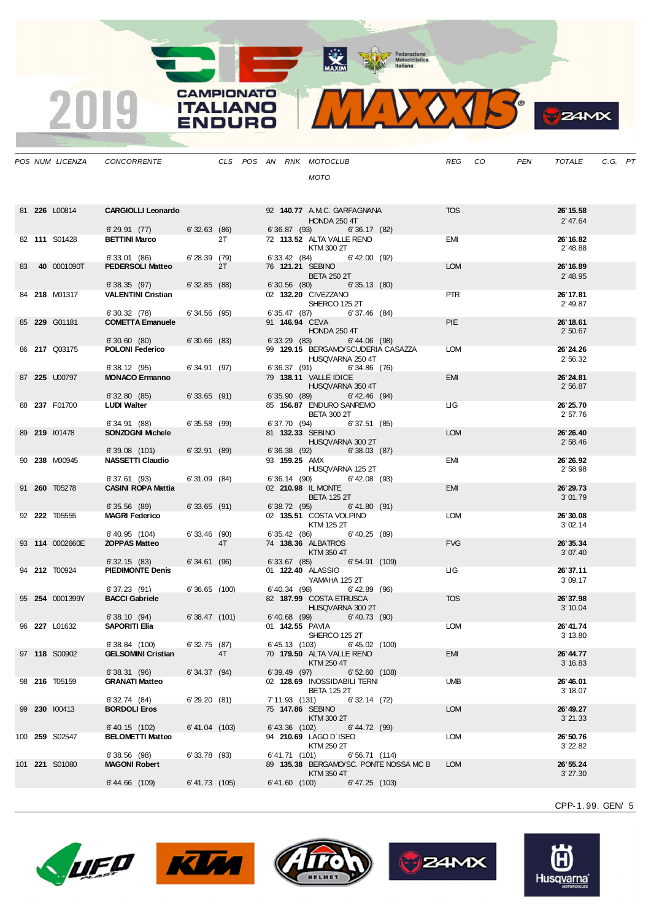# 2019 CAMPIONATO ITALIANO ENDURO MAXXIS

| POS | NUM | LICENZA | CONCORRENTE | CLS | POS | AN | RNK | MOTOCLUB / MOTO | REG | CO | PEN | TOTALE | C.G. | PT |
|---|---|---|---|---|---|---|---|---|---|---|---|---|---|---|
| 81 | **226** | L00814 | **CARGIOLLI Leonardo** | | | 92 | **140.77** | A.M.C. GARFAGNANA<br>HONDA 250 4T | TOS | | | **26'15.58**<br>2'47.64 | | |
| | | | 6'29.91 (77) | 6'32.63 (86) | | | | 6'36.87 (93) 6'36.17 (82) | | | | | | |
| 82 | **111** | S01428 | **BETTINI Marco** | 2T | | 72 | **113.52** | ALTA VALLE RENO<br>KTM 300 2T | EMI | | | **26'16.82**<br>2'48.88 | | |
| | | | 6'33.01 (86) | 6'28.39 (79) | | | | 6'33.42 (84) 6'42.00 (92) | | | | | | |
| 83 | **40** | 0001090T | **PEDERSOLI Matteo** | 2T | | 76 | **121.21** | SEBINO<br>BETA 250 2T | LOM | | | **26'16.89**<br>2'48.95 | | |
| | | | 6'38.35 (97) | 6'32.85 (88) | | | | 6'30.56 (80) 6'35.13 (80) | | | | | | |
| 84 | **218** | M01317 | **VALENTINI Cristian** | | | 02 | **132.20** | CIVEZZANO<br>SHERCO 125 2T | PTR | | | **26'17.81**<br>2'49.87 | | |
| | | | 6'30.32 (78) | 6'34.56 (95) | | | | 6'35.47 (87) 6'37.46 (84) | | | | | | |
| 85 | **229** | G01181 | **COMETTA Emanuele** | | | 91 | **146.94** | CEVA<br>HONDA 250 4T | PIE | | | **26'18.61**<br>2'50.67 | | |
| | | | 6'30.60 (80) | 6'30.66 (83) | | | | 6'33.29 (83) 6'44.06 (98) | | | | | | |
| 86 | **217** | Q03175 | **POLONI Federico** | | | 99 | **129.15** | BERGAMO/SCUDERIA CASAZZA<br>HUSQVARNA 250 4T | LOM | | | **26'24.26**<br>2'56.32 | | |
| | | | 6'38.12 (95) | 6'34.91 (97) | | | | 6'36.37 (91) 6'34.86 (76) | | | | | | |
| 87 | **225** | U00797 | **MONACO Ermanno** | | | 79 | **138.11** | VALLE IDICE<br>HUSQVARNA 350 4T | EMI | | | **26'24.81**<br>2'56.87 | | |
| | | | 6'32.80 (85) | 6'33.65 (91) | | | | 6'35.90 (89) 6'42.46 (94) | | | | | | |
| 88 | **237** | F01700 | **LUDI Walter** | | | 85 | **156.87** | ENDURO SANREMO<br>BETA 300 2T | LIG | | | **26'25.70**<br>2'57.76 | | |
| | | | 6'34.91 (88) | 6'35.58 (99) | | | | 6'37.70 (94) 6'37.51 (85) | | | | | | |
| 89 | **219** | I01478 | **SONZOGNI Michele** | | | 81 | **132.33** | SEBINO<br>HUSQVARNA 300 2T | LOM | | | **26'26.40**<br>2'58.46 | | |
| | | | 6'39.08 (101) | 6'32.91 (89) | | | | 6'36.38 (92) 6'38.03 (87) | | | | | | |
| 90 | **238** | M00945 | **NASSETTI Claudio** | | | 93 | **159.25** | AMX<br>HUSQVARNA 125 2T | EMI | | | **26'26.92**<br>2'58.98 | | |
| | | | 6'37.61 (93) | 6'31.09 (84) | | | | 6'36.14 (90) 6'42.08 (93) | | | | | | |
| 91 | **260** | T05278 | **CASINI ROPA Mattia** | | | 02 | **210.98** | IL MONTE<br>BETA 125 2T | EMI | | | **26'29.73**<br>3'01.79 | | |
| | | | 6'35.56 (89) | 6'33.65 (91) | | | | 6'38.72 (95) 6'41.80 (91) | | | | | | |
| 92 | **222** | T05555 | **MAGRI Federico** | | | 02 | **135.51** | COSTA VOLPINO<br>KTM 125 2T | LOM | | | **26'30.08**<br>3'02.14 | | |
| | | | 6'40.95 (104) | 6'33.46 (90) | | | | 6'35.42 (86) 6'40.25 (89) | | | | | | |
| 93 | **114** | 0002660E | **ZOPPAS Matteo** | 4T | | 74 | **138.36** | ALBATROS<br>KTM 350 4T | FVG | | | **26'35.34**<br>3'07.40 | | |
| | | | 6'32.15 (83) | 6'34.61 (96) | | | | 6'33.67 (85) 6'54.91 (109) | | | | | | |
| 94 | **212** | T00924 | **PIEDIMONTE Denis** | | | 01 | **122.40** | ALASSIO<br>YAMAHA 125 2T | LIG | | | **26'37.11**<br>3'09.17 | | |
| | | | 6'37.23 (91) | 6'36.65 (100) | | | | 6'40.34 (98) 6'42.89 (96) | | | | | | |
| 95 | **254** | 0001399Y | **BACCI Gabriele** | | | 82 | **187.99** | COSTA ETRUSCA<br>HUSQVARNA 300 2T | TOS | | | **26'37.98**<br>3'10.04 | | |
| | | | 6'38.10 (94) | 6'38.47 (101) | | | | 6'40.68 (99) 6'40.73 (90) | | | | | | |
| 96 | **227** | L01632 | **SAPORITI Elia** | | | 01 | **142.55** | PAVIA<br>SHERCO 125 2T | LOM | | | **26'41.74**<br>3'13.80 | | |
| | | | 6'38.84 (100) | 6'32.75 (87) | | | | 6'45.13 (103) 6'45.02 (100) | | | | | | |
| 97 | **118** | S00902 | **GELSOMINI Cristian** | 4T | | 70 | **179.50** | ALTA VALLE RENO<br>KTM 250 4T | EMI | | | **26'44.77**<br>3'16.83 | | |
| | | | 6'38.31 (96) | 6'34.37 (94) | | | | 6'39.49 (97) 6'52.60 (108) | | | | | | |
| 98 | **216** | T05159 | **GRANATI Matteo** | | | 02 | **128.69** | INOSSIDABILI TERNI<br>BETA 125 2T | UMB | | | **26'46.01**<br>3'18.07 | | |
| | | | 6'32.74 (84) | 6'29.20 (81) | | | | 7'11.93 (131) 6'32.14 (72) | | | | | | |
| 99 | **230** | I00413 | **BORDOLI Eros** | | | 75 | **147.86** | SEBINO<br>KTM 300 2T | LOM | | | **26'49.27**<br>3'21.33 | | |
| | | | 6'40.15 (102) | 6'41.04 (103) | | | | 6'43.36 (102) 6'44.72 (99) | | | | | | |
| 100 | **259** | S02547 | **BELOMETTI Matteo** | | | 94 | **210.69** | LAGO D`ISEO<br>KTM 250 2T | LOM | | | **26'50.76**<br>3'22.82 | | |
| | | | 6'38.56 (98) | 6'33.78 (93) | | | | 6'41.71 (101) 6'56.71 (114) | | | | | | |
| 101 | **221** | S01080 | **MAGONI Robert** | | | 89 | **135.38** | BERGAMO/SC. PONTE NOSSA MC B<br>KTM 350 4T | LOM | | | **26'55.24**<br>3'27.30 | | |
| | | | 6'44.66 (109) | 6'41.73 (105) | | | | 6'41.60 (100) 6'47.25 (103) | | | | | | |

CPP-1.99. GEN/ 5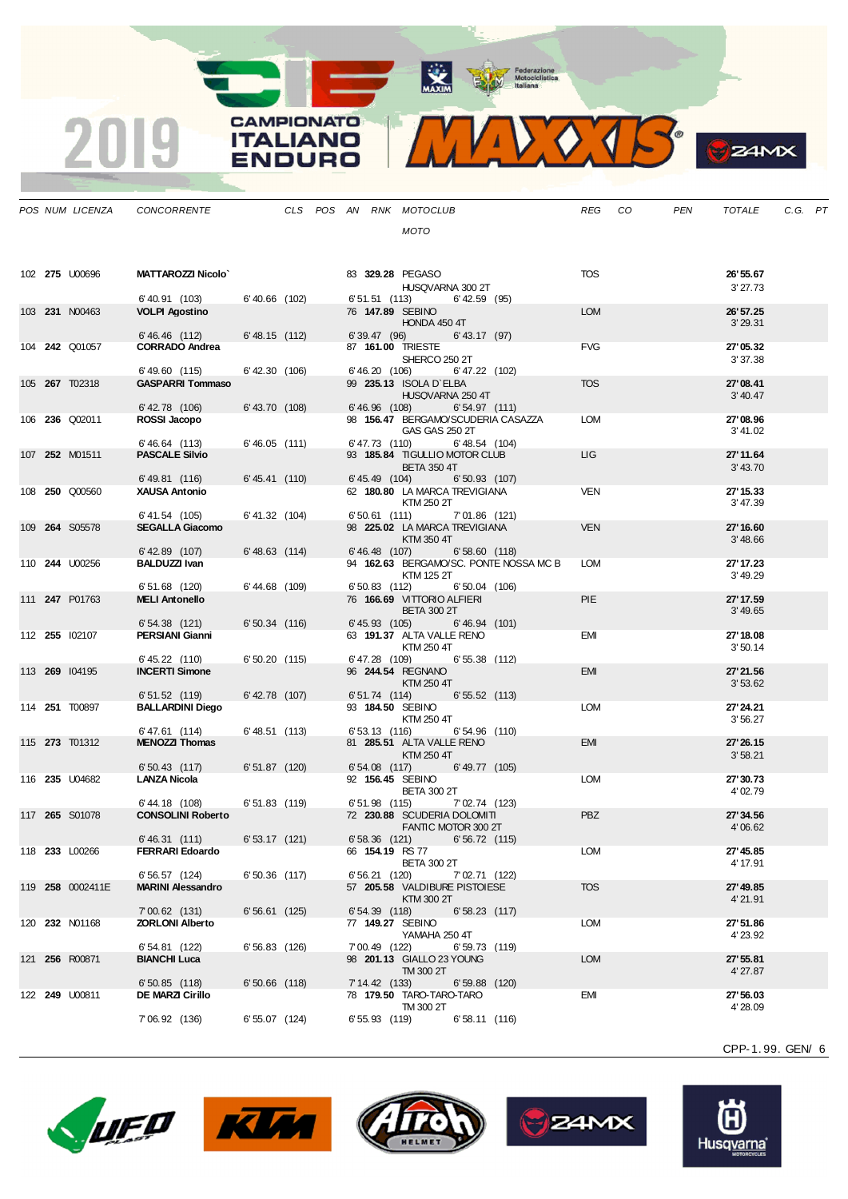| POS | NUM | LICENZA | CONCORRENTE | CLS | POS | AN | RNK | MOTOCLUB / MOTO | REG | CO | PEN | TOTALE | C.G. | PT |
|---|---|---|---|---|---|---|---|---|---|---|---|---|---|---|
| 102 | **275** | U00696 | **MATTAROZZI Nicolo`** | | | 83 | **329.28** | PEGASO / HUSQVARNA 300 2T | TOS | | | **26'55.67** / 3'27.73 | | |
| | | | 6'40.91 (103) | 6'40.66 (102) | | | | 6'51.51 (113) 6'42.59 (95) | | | | | | |
| 103 | **231** | N00463 | **VOLPI Agostino** | | | 76 | **147.89** | SEBINO / HONDA 450 4T | LOM | | | **26'57.25** / 3'29.31 | | |
| | | | 6'46.46 (112) | 6'48.15 (112) | | | | 6'39.47 (96) 6'43.17 (97) | | | | | | |
| 104 | **242** | Q01057 | **CORRADO Andrea** | | | 87 | **161.00** | TRIESTE / SHERCO 250 2T | FVG | | | **27'05.32** / 3'37.38 | | |
| | | | 6'49.60 (115) | 6'42.30 (106) | | | | 6'46.20 (106) 6'47.22 (102) | | | | | | |
| 105 | **267** | T02318 | **GASPARRI Tommaso** | | | 99 | **235.13** | ISOLA D`ELBA / HUSQVARNA 250 4T | TOS | | | **27'08.41** / 3'40.47 | | |
| | | | 6'42.78 (106) | 6'43.70 (108) | | | | 6'46.96 (108) 6'54.97 (111) | | | | | | |
| 106 | **236** | Q02011 | **ROSSI Jacopo** | | | 98 | **156.47** | BERGAMO/SCUDERIA CASAZZA / GAS GAS 250 2T | LOM | | | **27'08.96** / 3'41.02 | | |
| | | | 6'46.64 (113) | 6'46.05 (111) | | | | 6'47.73 (110) 6'48.54 (104) | | | | | | |
| 107 | **252** | M01511 | **PASCALE Silvio** | | | 93 | **185.84** | TIGULLIO MOTOR CLUB / BETA 350 4T | LIG | | | **27'11.64** / 3'43.70 | | |
| | | | 6'49.81 (116) | 6'45.41 (110) | | | | 6'45.49 (104) 6'50.93 (107) | | | | | | |
| 108 | **250** | Q00560 | **XAUSA Antonio** | | | 62 | **180.80** | LA MARCA TREVIGIANA / KTM 250 2T | VEN | | | **27'15.33** / 3'47.39 | | |
| | | | 6'41.54 (105) | 6'41.32 (104) | | | | 6'50.61 (111) 7'01.86 (121) | | | | | | |
| 109 | **264** | S05578 | **SEGALLA Giacomo** | | | 98 | **225.02** | LA MARCA TREVIGIANA / KTM 350 4T | VEN | | | **27'16.60** / 3'48.66 | | |
| | | | 6'42.89 (107) | 6'48.63 (114) | | | | 6'46.48 (107) 6'58.60 (118) | | | | | | |
| 110 | **244** | U00256 | **BALDUZZI Ivan** | | | 94 | **162.63** | BERGAMO/SC. PONTE NOSSA MC B / KTM 125 2T | LOM | | | **27'17.23** / 3'49.29 | | |
| | | | 6'51.68 (120) | 6'44.68 (109) | | | | 6'50.83 (112) 6'50.04 (106) | | | | | | |
| 111 | **247** | P01763 | **MELI Antonello** | | | 76 | **166.69** | VITTORIO ALFIERI / BETA 300 2T | PIE | | | **27'17.59** / 3'49.65 | | |
| | | | 6'54.38 (121) | 6'50.34 (116) | | | | 6'45.93 (105) 6'46.94 (101) | | | | | | |
| 112 | **255** | I02107 | **PERSIANI Gianni** | | | 63 | **191.37** | ALTA VALLE RENO / KTM 250 4T | EMI | | | **27'18.08** / 3'50.14 | | |
| | | | 6'45.22 (110) | 6'50.20 (115) | | | | 6'47.28 (109) 6'55.38 (112) | | | | | | |
| 113 | **269** | I04195 | **INCERTI Simone** | | | 96 | **244.54** | REGNANO / KTM 250 4T | EMI | | | **27'21.56** / 3'53.62 | | |
| | | | 6'51.52 (119) | 6'42.78 (107) | | | | 6'51.74 (114) 6'55.52 (113) | | | | | | |
| 114 | **251** | T00897 | **BALLARDINI Diego** | | | 93 | **184.50** | SEBINO / KTM 250 4T | LOM | | | **27'24.21** / 3'56.27 | | |
| | | | 6'47.61 (114) | 6'48.51 (113) | | | | 6'53.13 (116) 6'54.96 (110) | | | | | | |
| 115 | **273** | T01312 | **MENOZZI Thomas** | | | 81 | **285.51** | ALTA VALLE RENO / KTM 250 4T | EMI | | | **27'26.15** / 3'58.21 | | |
| | | | 6'50.43 (117) | 6'51.87 (120) | | | | 6'54.08 (117) 6'49.77 (105) | | | | | | |
| 116 | **235** | U04682 | **LANZA Nicola** | | | 92 | **156.45** | SEBINO / BETA 300 2T | LOM | | | **27'30.73** / 4'02.79 | | |
| | | | 6'44.18 (108) | 6'51.83 (119) | | | | 6'51.98 (115) 7'02.74 (123) | | | | | | |
| 117 | **265** | S01078 | **CONSOLINI Roberto** | | | 72 | **230.88** | SCUDERIA DOLOMITI / FANTIC MOTOR 300 2T | PBZ | | | **27'34.56** / 4'06.62 | | |
| | | | 6'46.31 (111) | 6'53.17 (121) | | | | 6'58.36 (121) 6'56.72 (115) | | | | | | |
| 118 | **233** | L00266 | **FERRARI Edoardo** | | | 66 | **154.19** | RS 77 / BETA 300 2T | LOM | | | **27'45.85** / 4'17.91 | | |
| | | | 6'56.57 (124) | 6'50.36 (117) | | | | 6'56.21 (120) 7'02.71 (122) | | | | | | |
| 119 | **258** | 0002411E | **MARINI Alessandro** | | | 57 | **205.58** | VALDIBURE PISTOIESE / KTM 300 2T | TOS | | | **27'49.85** / 4'21.91 | | |
| | | | 7'00.62 (131) | 6'56.61 (125) | | | | 6'54.39 (118) 6'58.23 (117) | | | | | | |
| 120 | **232** | N01168 | **ZORLONI Alberto** | | | 77 | **149.27** | SEBINO / YAMAHA 250 4T | LOM | | | **27'51.86** / 4'23.92 | | |
| | | | 6'54.81 (122) | 6'56.83 (126) | | | | 7'00.49 (122) 6'59.73 (119) | | | | | | |
| 121 | **256** | R00871 | **BIANCHI Luca** | | | 98 | **201.13** | GIALLO 23 YOUNG / TM 300 2T | LOM | | | **27'55.81** / 4'27.87 | | |
| | | | 6'50.85 (118) | 6'50.66 (118) | | | | 7'14.42 (133) 6'59.88 (120) | | | | | | |
| 122 | **249** | U00811 | **DE MARZI Cirillo** | | | 78 | **179.50** | TARO-TARO-TARO / TM 300 2T | EMI | | | **27'56.03** / 4'28.09 | | |
| | | | 7'06.92 (136) | 6'55.07 (124) | | | | 6'55.93 (119) 6'58.11 (116) | | | | | | |

CPP-1.99. GEN/ 6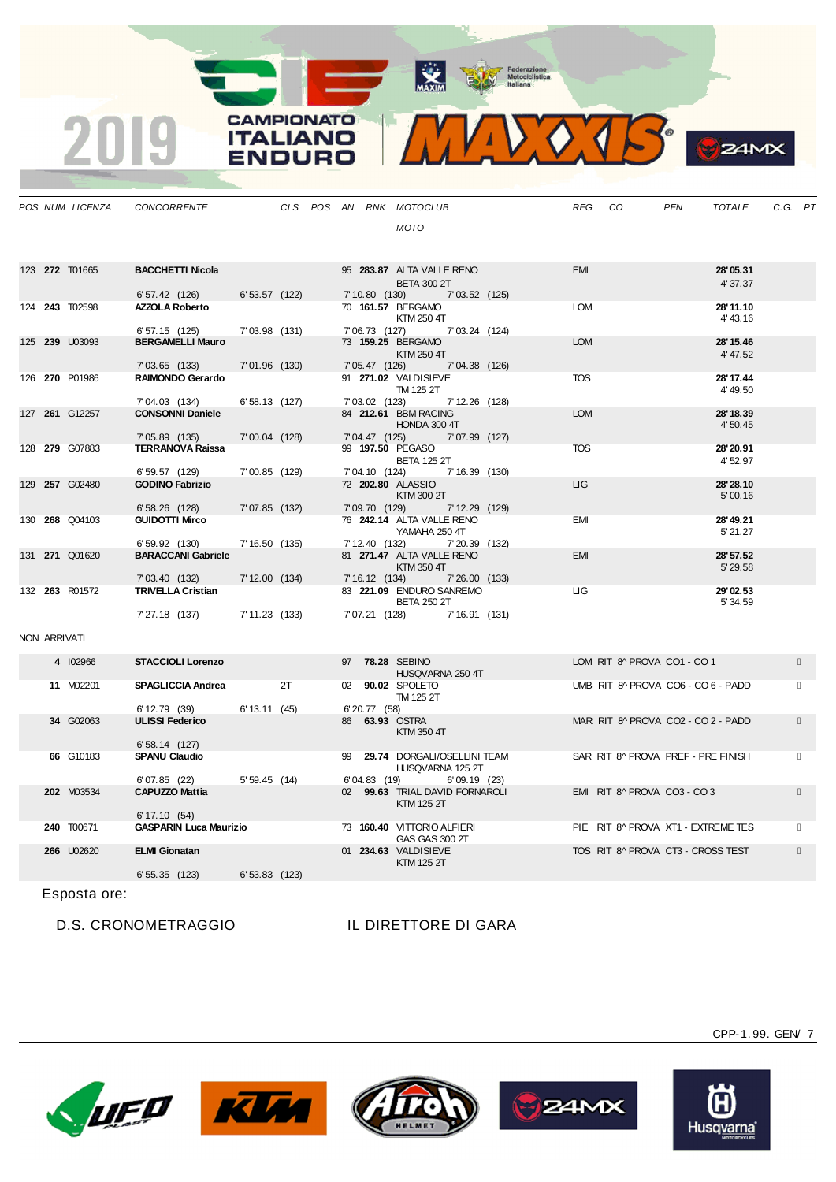| POS | NUM | LICENZA | CONCORRENTE | CLS | POS | AN | RNK | MOTOCLUB / MOTO | REG | CO | PEN | TOTALE | C.G. | PT |
|---|---|---|---|---|---|---|---|---|---|---|---|---|---|---|
| 123 | **272** | T01665 | **BACCHETTI Nicola** | | | 95 | **283.87** | ALTA VALLE RENO / BETA 300 2T | EMI | | | **28'05.31** / 4'37.37 | | |
| | | | 6'57.42 (126) | 6'53.57 (122) | | 7'10.80 (130) | | 7'03.52 (125) | | | | | | |
| 124 | **243** | T02598 | **AZZOLA Roberto** | | | 70 | **161.57** | BERGAMO / KTM 250 4T | LOM | | | **28'11.10** / 4'43.16 | | |
| | | | 6'57.15 (125) | 7'03.98 (131) | | 7'06.73 (127) | | 7'03.24 (124) | | | | | | |
| 125 | **239** | U03093 | **BERGAMELLI Mauro** | | | 73 | **159.25** | BERGAMO / KTM 250 4T | LOM | | | **28'15.46** / 4'47.52 | | |
| | | | 7'03.65 (133) | 7'01.96 (130) | | 7'05.47 (126) | | 7'04.38 (126) | | | | | | |
| 126 | **270** | P01986 | **RAIMONDO Gerardo** | | | 91 | **271.02** | VALDISIEVE / TM 125 2T | TOS | | | **28'17.44** / 4'49.50 | | |
| | | | 7'04.03 (134) | 6'58.13 (127) | | 7'03.02 (123) | | 7'12.26 (128) | | | | | | |
| 127 | **261** | G12257 | **CONSONNI Daniele** | | | 84 | **212.61** | BBM RACING / HONDA 300 4T | LOM | | | **28'18.39** / 4'50.45 | | |
| | | | 7'05.89 (135) | 7'00.04 (128) | | 7'04.47 (125) | | 7'07.99 (127) | | | | | | |
| 128 | **279** | G07883 | **TERRANOVA Raissa** | | | 99 | **197.50** | PEGASO / BETA 125 2T | TOS | | | **28'20.91** / 4'52.97 | | |
| | | | 6'59.57 (129) | 7'00.85 (129) | | 7'04.10 (124) | | 7'16.39 (130) | | | | | | |
| 129 | **257** | G02480 | **GODINO Fabrizio** | | | 72 | **202.80** | ALASSIO / KTM 300 2T | LIG | | | **28'28.10** / 5'00.16 | | |
| | | | 6'58.26 (128) | 7'07.85 (132) | | 7'09.70 (129) | | 7'12.29 (129) | | | | | | |
| 130 | **268** | Q04103 | **GUIDOTTI Mirco** | | | 76 | **242.14** | ALTA VALLE RENO / YAMAHA 250 4T | EMI | | | **28'49.21** / 5'21.27 | | |
| | | | 6'59.92 (130) | 7'16.50 (135) | | 7'12.40 (132) | | 7'20.39 (132) | | | | | | |
| 131 | **271** | Q01620 | **BARACCANI Gabriele** | | | 81 | **271.47** | ALTA VALLE RENO / KTM 350 4T | EMI | | | **28'57.52** / 5'29.58 | | |
| | | | 7'03.40 (132) | 7'12.00 (134) | | 7'16.12 (134) | | 7'26.00 (133) | | | | | | |
| 132 | **263** | R01572 | **TRIVELLA Cristian** | | | 83 | **221.09** | ENDURO SANREMO / BETA 250 2T | LIG | | | **29'02.53** / 5'34.59 | | |
| | | | 7'27.18 (137) | 7'11.23 (133) | | 7'07.21 (128) | | 7'16.91 (131) | | | | | | |

NON ARRIVATI

| NUM | LICENZA | CONCORRENTE | CLS | AN | RNK | MOTOCLUB / MOTO | REG | NOTE |
|---|---|---|---|---|---|---|---|---|
| **4** | I02966 | **STACCIOLI Lorenzo** | | 97 | **78.28** | SEBINO / HUSQVARNA 250 4T | LOM | RIT 8^ PROVA CO1 - CO 1 |
| **11** | M02201 | **SPAGLICCIA Andrea** | 2T | 02 | **90.02** | SPOLETO / TM 125 2T | UMB | RIT 8^ PROVA CO6 - CO 6 - PADD |
| | | 6'12.79 (39) | 6'13.11 (45) | | 6'20.77 (58) | | | |
| **34** | G02063 | **ULISSI Federico** | | 86 | **63.93** | OSTRA / KTM 350 4T | MAR | RIT 8^ PROVA CO2 - CO 2 - PADD |
| | | 6'58.14 (127) | | | | | | |
| **66** | G10183 | **SPANU Claudio** | | 99 | **29.74** | DORGALI/OSELLINI TEAM / HUSQVARNA 125 2T | SAR | RIT 8^ PROVA PREF - PRE FINISH |
| | | 6'07.85 (22) | 5'59.45 (14) | | 6'04.83 (19) | 6'09.19 (23) | | |
| **202** | M03534 | **CAPUZZO Mattia** | | 02 | **99.63** | TRIAL DAVID FORNAROLI / KTM 125 2T | EMI | RIT 8^ PROVA CO3 - CO 3 |
| | | 6'17.10 (54) | | | | | | |
| **240** | T00671 | **GASPARIN Luca Maurizio** | | 73 | **160.40** | VITTORIO ALFIERI / GAS GAS 300 2T | PIE | RIT 8^ PROVA XT1 - EXTREME TES |
| **266** | U02620 | **ELMI Gionatan** | | 01 | **234.63** | VALDISIEVE / KTM 125 2T | TOS | RIT 8^ PROVA CT3 - CROSS TEST |
| | | 6'55.35 (123) | 6'53.83 (123) | | | | | |

Esposta ore:

D.S. CRONOMETRAGGIO

IL DIRETTORE DI GARA

CPP-1.99. GEN/ 7